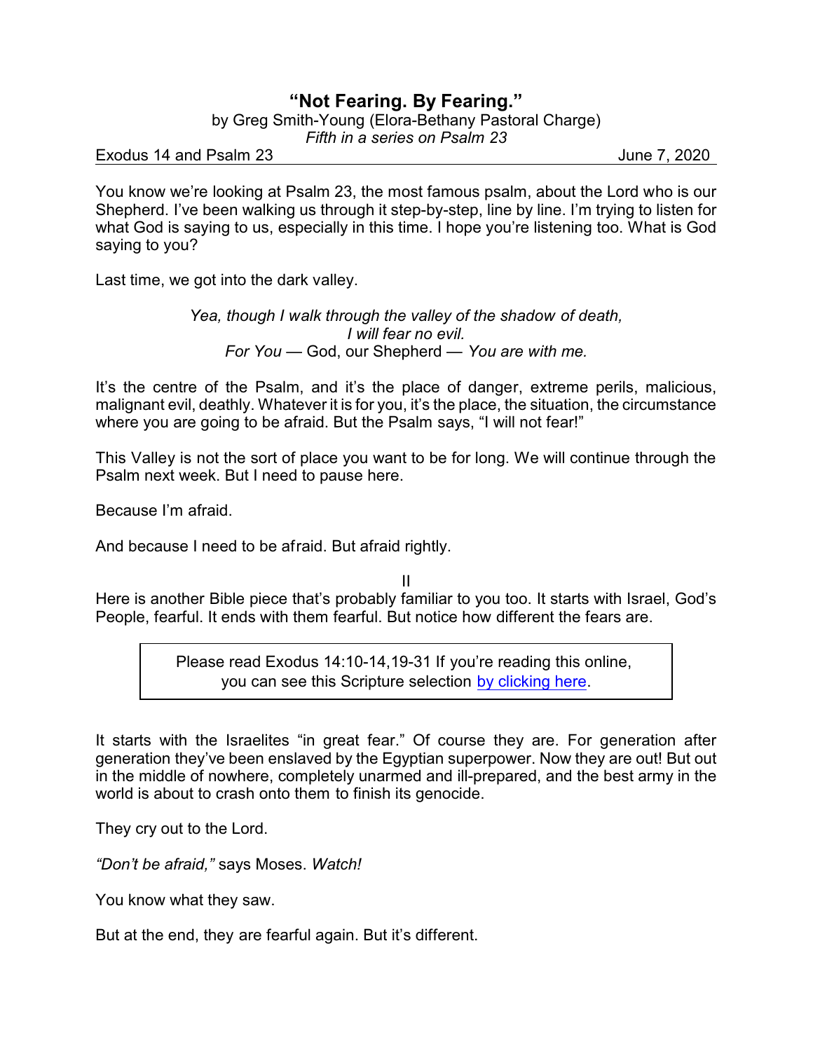# "Not Fearing. By Fearing."

by Greg Smith-Young (Elora-Bethany Pastoral Charge)
*Fifth in a series on Psalm 23*

Exodus 14 and Psalm 23 June 7, 2020

You know we're looking at Psalm 23, the most famous psalm, about the Lord who is our Shepherd. I've been walking us through it step-by-step, line by line. I'm trying to listen for what God is saying to us, especially in this time. I hope you're listening too. What is God saying to you?

Last time, we got into the dark valley.

> *Yea, though I walk through the valley of the shadow of death,*
> *I will fear no evil.*
> *For You* — God, our Shepherd — *You are with me.*

It's the centre of the Psalm, and it's the place of danger, extreme perils, malicious, malignant evil, deathly. Whatever it is for you, it's the place, the situation, the circumstance where you are going to be afraid. But the Psalm says, "I will not fear!"

This Valley is not the sort of place you want to be for long. We will continue through the Psalm next week. But I need to pause here.

Because I'm afraid.

And because I need to be afraid. But afraid rightly.

II

Here is another Bible piece that's probably familiar to you too. It starts with Israel, God's People, fearful. It ends with them fearful. But notice how different the fears are.

> Please read Exodus 14:10-14,19-31 If you're reading this online, you can see this Scripture selection by clicking here.

It starts with the Israelites "in great fear." Of course they are. For generation after generation they've been enslaved by the Egyptian superpower. Now they are out! But out in the middle of nowhere, completely unarmed and ill-prepared, and the best army in the world is about to crash onto them to finish its genocide.

They cry out to the Lord.

*"Don't be afraid,"* says Moses. *Watch!*

You know what they saw.

But at the end, they are fearful again. But it's different.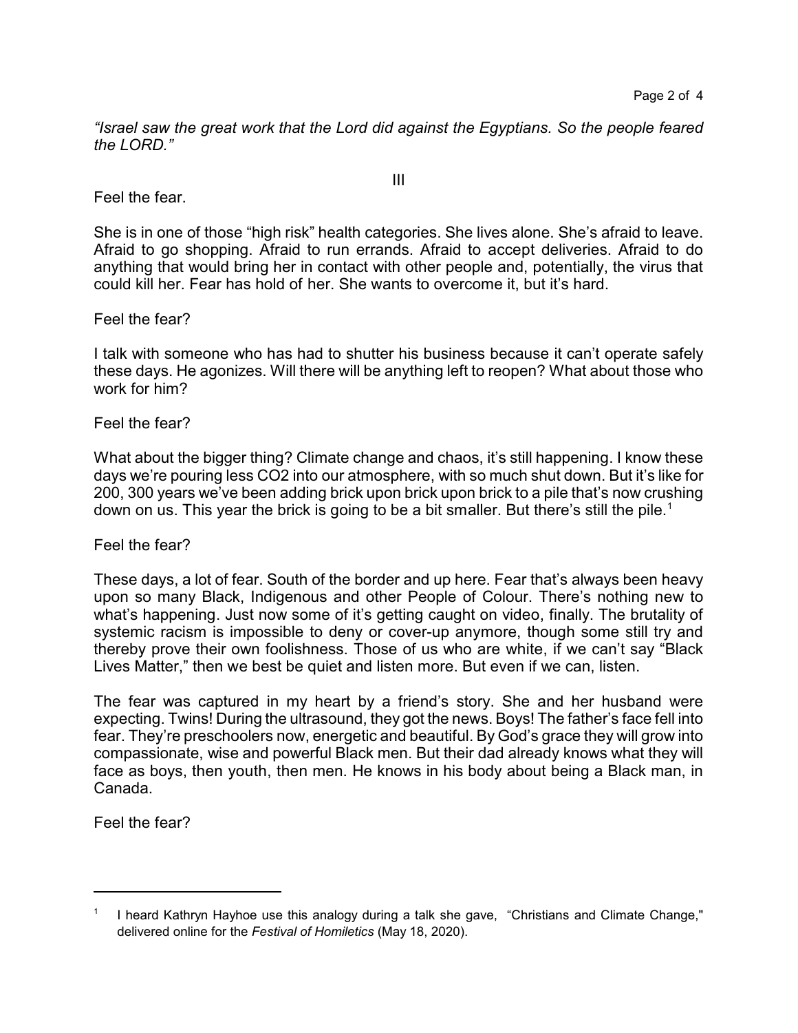*"Israel saw the great work that the Lord did against the Egyptians. So the people feared the LORD."*

III

Feel the fear.

She is in one of those "high risk" health categories. She lives alone. She's afraid to leave. Afraid to go shopping. Afraid to run errands. Afraid to accept deliveries. Afraid to do anything that would bring her in contact with other people and, potentially, the virus that could kill her. Fear has hold of her. She wants to overcome it, but it's hard.

Feel the fear?

I talk with someone who has had to shutter his business because it can't operate safely these days. He agonizes. Will there will be anything left to reopen? What about those who work for him?

Feel the fear?

What about the bigger thing? Climate change and chaos, it's still happening. I know these days we're pouring less $CO_2$ into our atmosphere, with so much shut down. But it's like for 200, 300 years we've been adding brick upon brick upon brick to a pile that's now crushing down on us. This year the brick is going to be a bit smaller. But there's still the pile.[1]

Feel the fear?

These days, a lot of fear. South of the border and up here. Fear that's always been heavy upon so many Black, Indigenous and other People of Colour. There's nothing new to what's happening. Just now some of it's getting caught on video, finally. The brutality of systemic racism is impossible to deny or cover-up anymore, though some still try and thereby prove their own foolishness. Those of us who are white, if we can't say "Black Lives Matter," then we best be quiet and listen more. But even if we can, listen.

The fear was captured in my heart by a friend's story. She and her husband were expecting. Twins! During the ultrasound, they got the news. Boys! The father's face fell into fear. They're preschoolers now, energetic and beautiful. By God's grace they will grow into compassionate, wise and powerful Black men. But their dad already knows what they will face as boys, then youth, then men. He knows in his body about being a Black man, in Canada.

Feel the fear?

---

[1] I heard Kathryn Hayhoe use this analogy during a talk she gave, "Christians and Climate Change," delivered online for the *Festival of Homiletics* (May 18, 2020).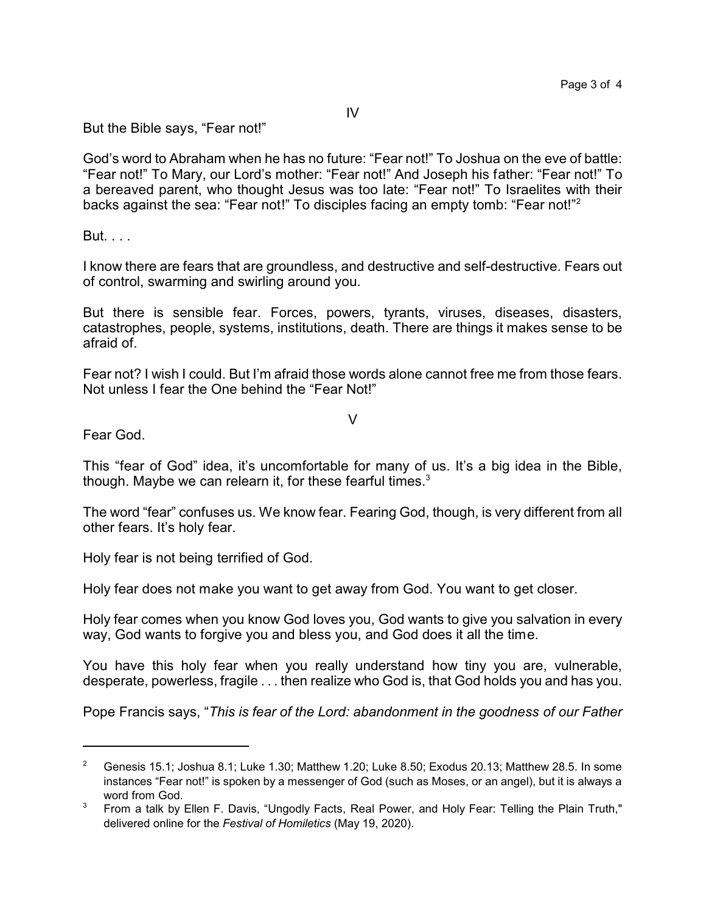## IV

But the Bible says, "Fear not!"

God's word to Abraham when he has no future: "Fear not!" To Joshua on the eve of battle: "Fear not!" To Mary, our Lord's mother: "Fear not!" And Joseph his father: "Fear not!" To a bereaved parent, who thought Jesus was too late: "Fear not!" To Israelites with their backs against the sea: "Fear not!" To disciples facing an empty tomb: "Fear not!"[2]

But. . . .

I know there are fears that are groundless, and destructive and self-destructive. Fears out of control, swarming and swirling around you.

But there is sensible fear. Forces, powers, tyrants, viruses, diseases, disasters, catastrophes, people, systems, institutions, death. There are things it makes sense to be afraid of.

Fear not? I wish I could. But I'm afraid those words alone cannot free me from those fears. Not unless I fear the One behind the "Fear Not!"

## V

Fear God.

This "fear of God" idea, it's uncomfortable for many of us. It's a big idea in the Bible, though. Maybe we can relearn it, for these fearful times.[3]

The word "fear" confuses us. We know fear. Fearing God, though, is very different from all other fears. It's holy fear.

Holy fear is not being terrified of God.

Holy fear does not make you want to get away from God. You want to get closer.

Holy fear comes when you know God loves you, God wants to give you salvation in every way, God wants to forgive you and bless you, and God does it all the time.

You have this holy fear when you really understand how tiny you are, vulnerable, desperate, powerless, fragile . . . then realize who God is, that God holds you and has you.

Pope Francis says, "*This is fear of the Lord: abandonment in the goodness of our Father*

---

[2] Genesis 15.1; Joshua 8.1; Luke 1.30; Matthew 1.20; Luke 8.50; Exodus 20.13; Matthew 28.5. In some instances "Fear not!" is spoken by a messenger of God (such as Moses, or an angel), but it is always a word from God.

[3] From a talk by Ellen F. Davis, "Ungodly Facts, Real Power, and Holy Fear: Telling the Plain Truth," delivered online for the *Festival of Homiletics* (May 19, 2020).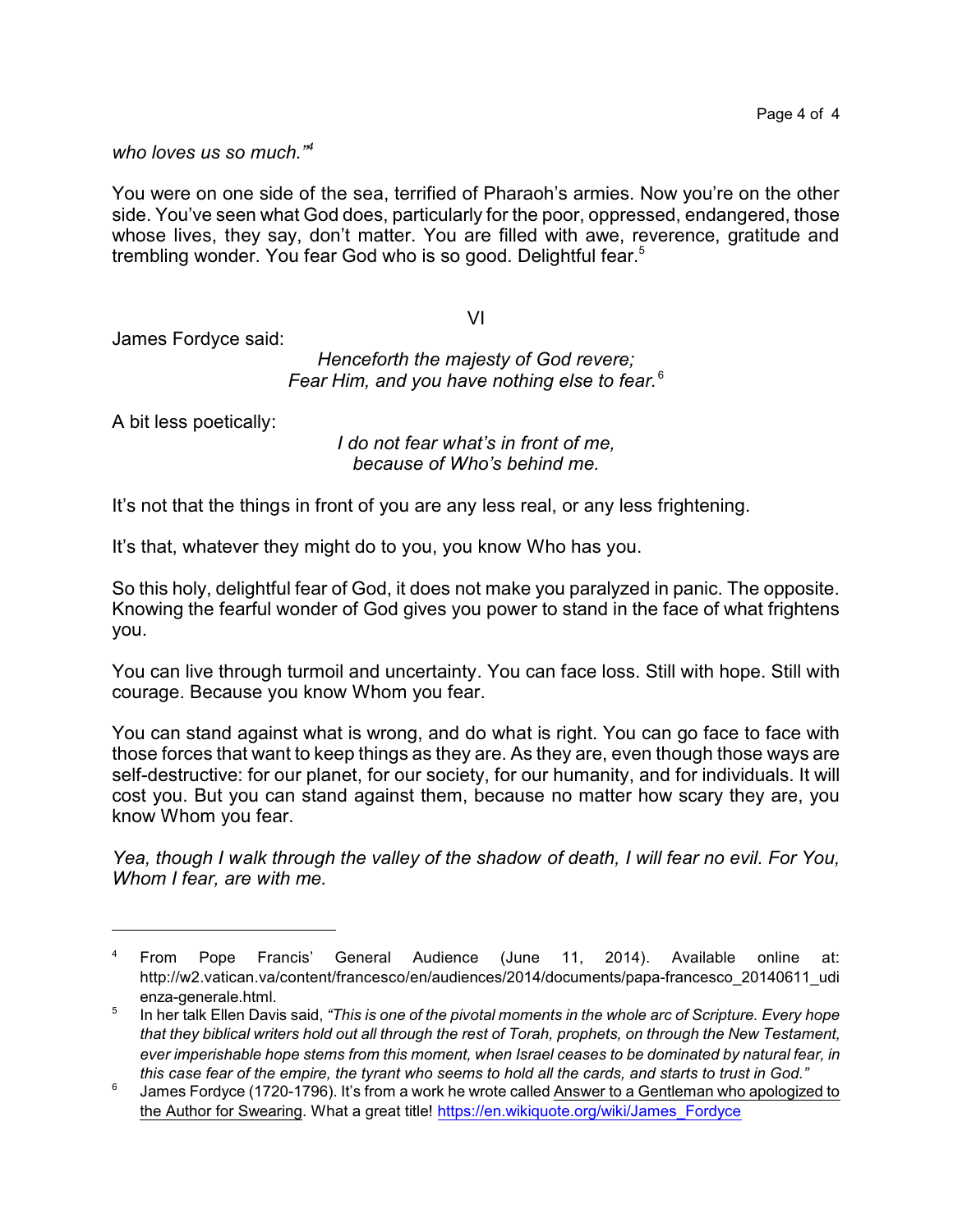*who loves us so much."*[4]

You were on one side of the sea, terrified of Pharaoh's armies. Now you're on the other side. You've seen what God does, particularly for the poor, oppressed, endangered, those whose lives, they say, don't matter. You are filled with awe, reverence, gratitude and trembling wonder. You fear God who is so good. Delightful fear.[5]

## VI

James Fordyce said:

> *Henceforth the majesty of God revere;*
> *Fear Him, and you have nothing else to fear.*[6]

A bit less poetically:

> *I do not fear what's in front of me,*
> *because of Who's behind me.*

It's not that the things in front of you are any less real, or any less frightening.

It's that, whatever they might do to you, you know Who has you.

So this holy, delightful fear of God, it does not make you paralyzed in panic. The opposite. Knowing the fearful wonder of God gives you power to stand in the face of what frightens you.

You can live through turmoil and uncertainty. You can face loss. Still with hope. Still with courage. Because you know Whom you fear.

You can stand against what is wrong, and do what is right. You can go face to face with those forces that want to keep things as they are. As they are, even though those ways are self-destructive: for our planet, for our society, for our humanity, and for individuals. It will cost you. But you can stand against them, because no matter how scary they are, you know Whom you fear.

*Yea, though I walk through the valley of the shadow of death, I will fear no evil. For You, Whom I fear, are with me.*

---

[4] From Pope Francis' General Audience (June 11, 2014). Available online at: http://w2.vatican.va/content/francesco/en/audiences/2014/documents/papa-francesco_20140611_udienza-generale.html.

[5] In her talk Ellen Davis said, *"This is one of the pivotal moments in the whole arc of Scripture. Every hope that they biblical writers hold out all through the rest of Torah, prophets, on through the New Testament, ever imperishable hope stems from this moment, when Israel ceases to be dominated by natural fear, in this case fear of the empire, the tyrant who seems to hold all the cards, and starts to trust in God."*

[6] James Fordyce (1720-1796). It's from a work he wrote called Answer to a Gentleman who apologized to the Author for Swearing. What a great title! https://en.wikiquote.org/wiki/James_Fordyce